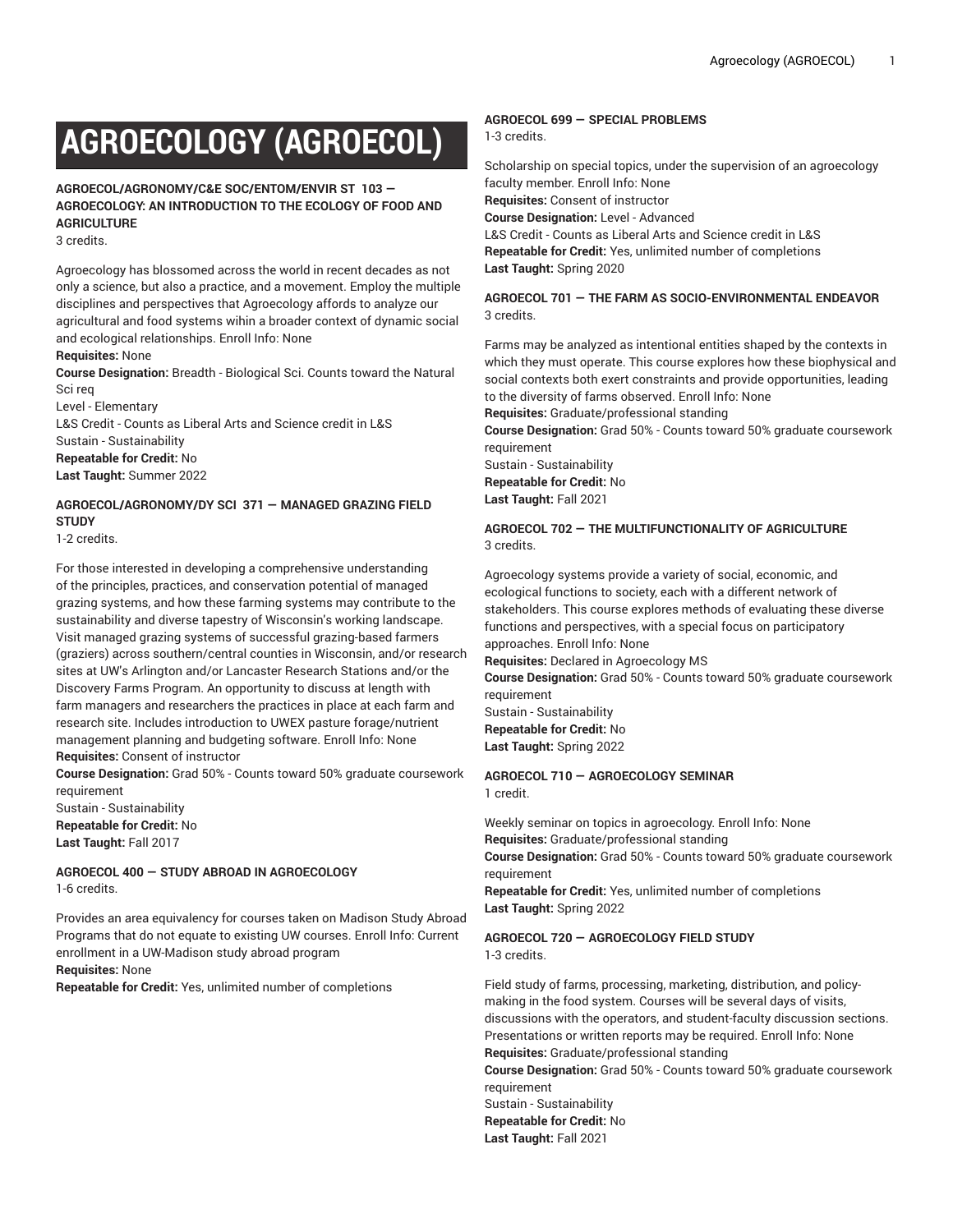# AGROECOLOGY (AGROECOL)

**AGROECOL/AGRONOMY/C&E SOC/ENTOM/ENVIR ST 103 — AGROECOLOGY: AN INTRODUCTION TO THE ECOLOGY OF FOOD AND AGRICULTURE**
3 credits.

Agroecology has blossomed across the world in recent decades as not only a science, but also a practice, and a movement. Employ the multiple disciplines and perspectives that Agroecology affords to analyze our agricultural and food systems wihin a broader context of dynamic social and ecological relationships. Enroll Info: None
**Requisites:** None
**Course Designation:** Breadth - Biological Sci. Counts toward the Natural Sci req
Level - Elementary
L&S Credit - Counts as Liberal Arts and Science credit in L&S
Sustain - Sustainability
**Repeatable for Credit:** No
**Last Taught:** Summer 2022

**AGROECOL/AGRONOMY/DY SCI 371 — MANAGED GRAZING FIELD STUDY**
1-2 credits.

For those interested in developing a comprehensive understanding of the principles, practices, and conservation potential of managed grazing systems, and how these farming systems may contribute to the sustainability and diverse tapestry of Wisconsin's working landscape. Visit managed grazing systems of successful grazing-based farmers (graziers) across southern/central counties in Wisconsin, and/or research sites at UW's Arlington and/or Lancaster Research Stations and/or the Discovery Farms Program. An opportunity to discuss at length with farm managers and researchers the practices in place at each farm and research site. Includes introduction to UWEX pasture forage/nutrient management planning and budgeting software. Enroll Info: None
**Requisites:** Consent of instructor
**Course Designation:** Grad 50% - Counts toward 50% graduate coursework requirement
Sustain - Sustainability
**Repeatable for Credit:** No
**Last Taught:** Fall 2017

**AGROECOL 400 — STUDY ABROAD IN AGROECOLOGY**
1-6 credits.

Provides an area equivalency for courses taken on Madison Study Abroad Programs that do not equate to existing UW courses. Enroll Info: Current enrollment in a UW-Madison study abroad program
**Requisites:** None
**Repeatable for Credit:** Yes, unlimited number of completions

**AGROECOL 699 — SPECIAL PROBLEMS**
1-3 credits.

Scholarship on special topics, under the supervision of an agroecology faculty member. Enroll Info: None
**Requisites:** Consent of instructor
**Course Designation:** Level - Advanced
L&S Credit - Counts as Liberal Arts and Science credit in L&S
**Repeatable for Credit:** Yes, unlimited number of completions
**Last Taught:** Spring 2020

**AGROECOL 701 — THE FARM AS SOCIO-ENVIRONMENTAL ENDEAVOR**
3 credits.

Farms may be analyzed as intentional entities shaped by the contexts in which they must operate. This course explores how these biophysical and social contexts both exert constraints and provide opportunities, leading to the diversity of farms observed. Enroll Info: None
**Requisites:** Graduate/professional standing
**Course Designation:** Grad 50% - Counts toward 50% graduate coursework requirement
Sustain - Sustainability
**Repeatable for Credit:** No
**Last Taught:** Fall 2021

**AGROECOL 702 — THE MULTIFUNCTIONALITY OF AGRICULTURE**
3 credits.

Agroecology systems provide a variety of social, economic, and ecological functions to society, each with a different network of stakeholders. This course explores methods of evaluating these diverse functions and perspectives, with a special focus on participatory approaches. Enroll Info: None
**Requisites:** Declared in Agroecology MS
**Course Designation:** Grad 50% - Counts toward 50% graduate coursework requirement
Sustain - Sustainability
**Repeatable for Credit:** No
**Last Taught:** Spring 2022

**AGROECOL 710 — AGROECOLOGY SEMINAR**
1 credit.

Weekly seminar on topics in agroecology. Enroll Info: None
**Requisites:** Graduate/professional standing
**Course Designation:** Grad 50% - Counts toward 50% graduate coursework requirement
**Repeatable for Credit:** Yes, unlimited number of completions
**Last Taught:** Spring 2022

**AGROECOL 720 — AGROECOLOGY FIELD STUDY**
1-3 credits.

Field study of farms, processing, marketing, distribution, and policy-making in the food system. Courses will be several days of visits, discussions with the operators, and student-faculty discussion sections. Presentations or written reports may be required. Enroll Info: None
**Requisites:** Graduate/professional standing
**Course Designation:** Grad 50% - Counts toward 50% graduate coursework requirement
Sustain - Sustainability
**Repeatable for Credit:** No
**Last Taught:** Fall 2021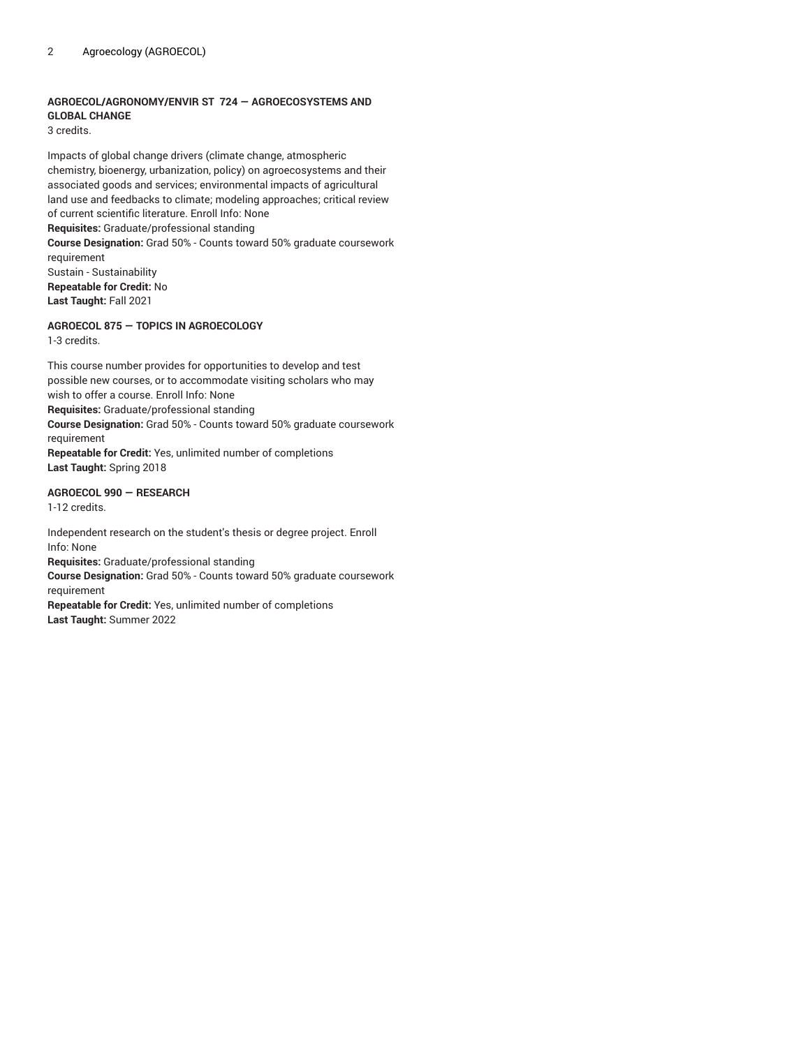**AGROECOL/AGRONOMY/ENVIR ST 724 — AGROECOSYSTEMS AND GLOBAL CHANGE**
3 credits.

Impacts of global change drivers (climate change, atmospheric chemistry, bioenergy, urbanization, policy) on agroecosystems and their associated goods and services; environmental impacts of agricultural land use and feedbacks to climate; modeling approaches; critical review of current scientific literature. Enroll Info: None
**Requisites:** Graduate/professional standing
**Course Designation:** Grad 50% - Counts toward 50% graduate coursework requirement
Sustain - Sustainability
**Repeatable for Credit:** No
**Last Taught:** Fall 2021

**AGROECOL 875 — TOPICS IN AGROECOLOGY**
1-3 credits.

This course number provides for opportunities to develop and test possible new courses, or to accommodate visiting scholars who may wish to offer a course. Enroll Info: None
**Requisites:** Graduate/professional standing
**Course Designation:** Grad 50% - Counts toward 50% graduate coursework requirement
**Repeatable for Credit:** Yes, unlimited number of completions
**Last Taught:** Spring 2018

**AGROECOL 990 — RESEARCH**
1-12 credits.

Independent research on the student's thesis or degree project. Enroll Info: None
**Requisites:** Graduate/professional standing
**Course Designation:** Grad 50% - Counts toward 50% graduate coursework requirement
**Repeatable for Credit:** Yes, unlimited number of completions
**Last Taught:** Summer 2022